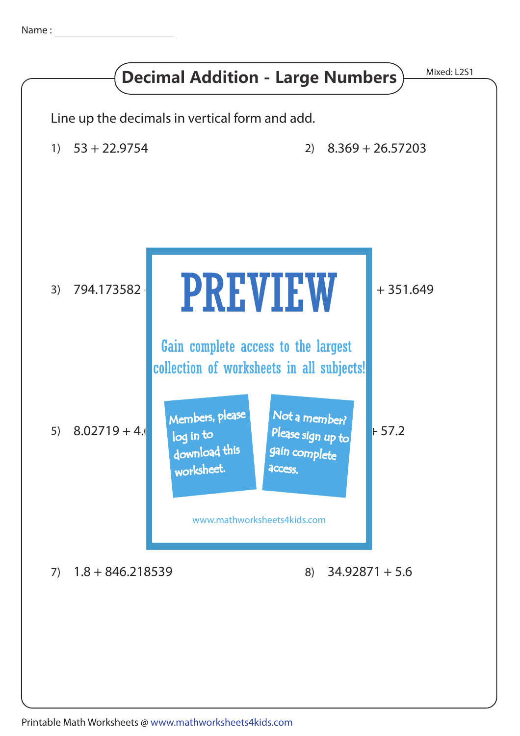Name : ____________________

# Decimal Addition - Large Numbers

Mixed: L2S1

Line up the decimals in vertical form and add.

1) 53 + 22.9754

2) 8.369 + 26.57203

3) 794.173582 

+ 351.649

PREVIEW

Gain complete access to the largest collection of worksheets in all subjects!

Members, please log in to download this worksheet.

Not a member? Please sign up to gain complete access.

www.mathworksheets4kids.com

5) 8.02719 + 4.

+ 57.2

7) 1.8 + 846.218539

8) 34.92871 + 5.6

Printable Math Worksheets @ www.mathworksheets4kids.com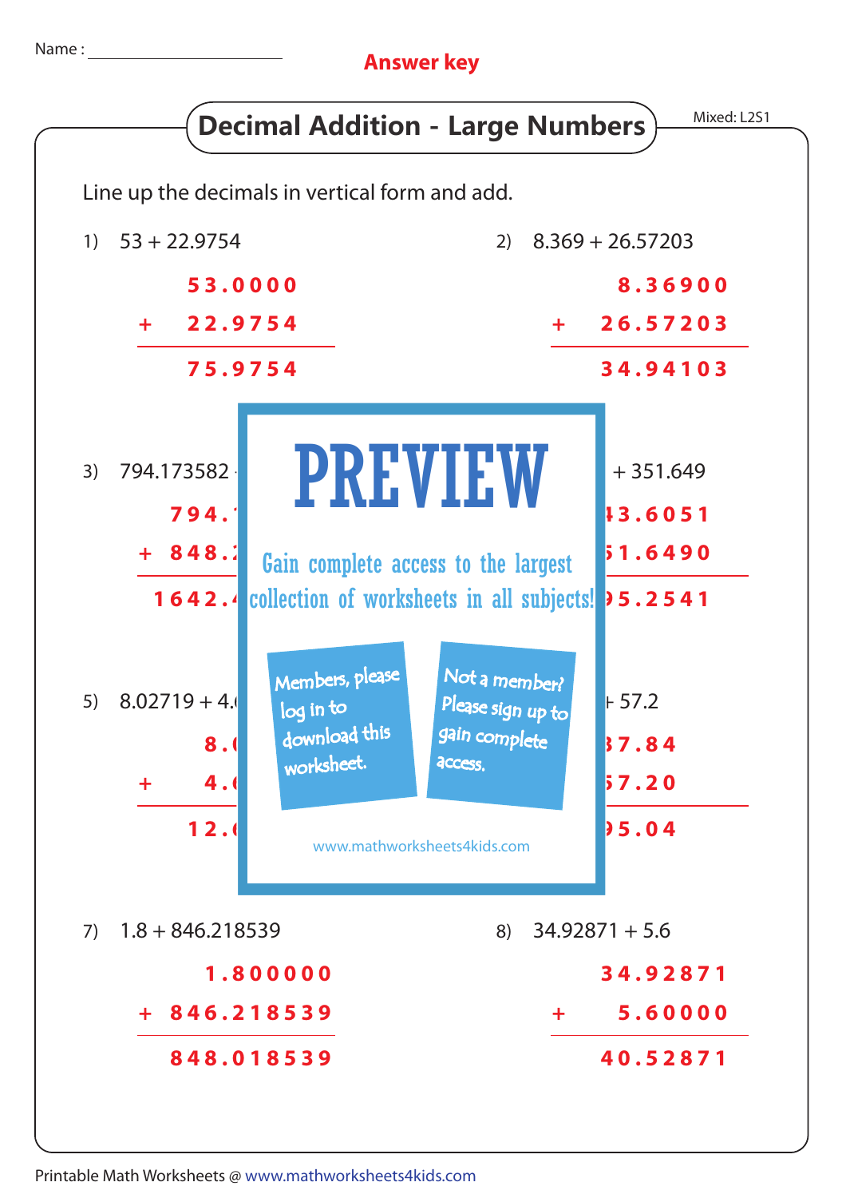Name : _______________

**Answer key**

# Decimal Addition - Large Numbers

Mixed: L2S1

Line up the decimals in vertical form and add.

1) 53 + 22.9754

```
    53.0000
+   22.9754
-----------
    75.9754
```

2) 8.369 + 26.57203

```
     8.36900
+   26.57203
------------
    34.94103
```

3) 794.173582 ...

```
   794.
+  848.
-------
  1642.
```

4) ... + 351.649

```
   3.6051
   1.6490
---------
   5.2541
```

5) 8.02719 + 4.

```
    8.
+   4.
------
   12.
```

6) ... + 57.2

```
   7.84
   7.20
-------
   5.04
```

PREVIEW

Gain complete access to the largest collection of worksheets in all subjects!

Members, please log in to download this worksheet.

Not a member? Please sign up to gain complete access.

www.mathworksheets4kids.com

7) 1.8 + 846.218539

```
    1.800000
+ 846.218539
------------
  848.018539
```

8) 34.92871 + 5.6

```
   34.92871
+   5.60000
-----------
   40.52871
```

Printable Math Worksheets @ www.mathworksheets4kids.com